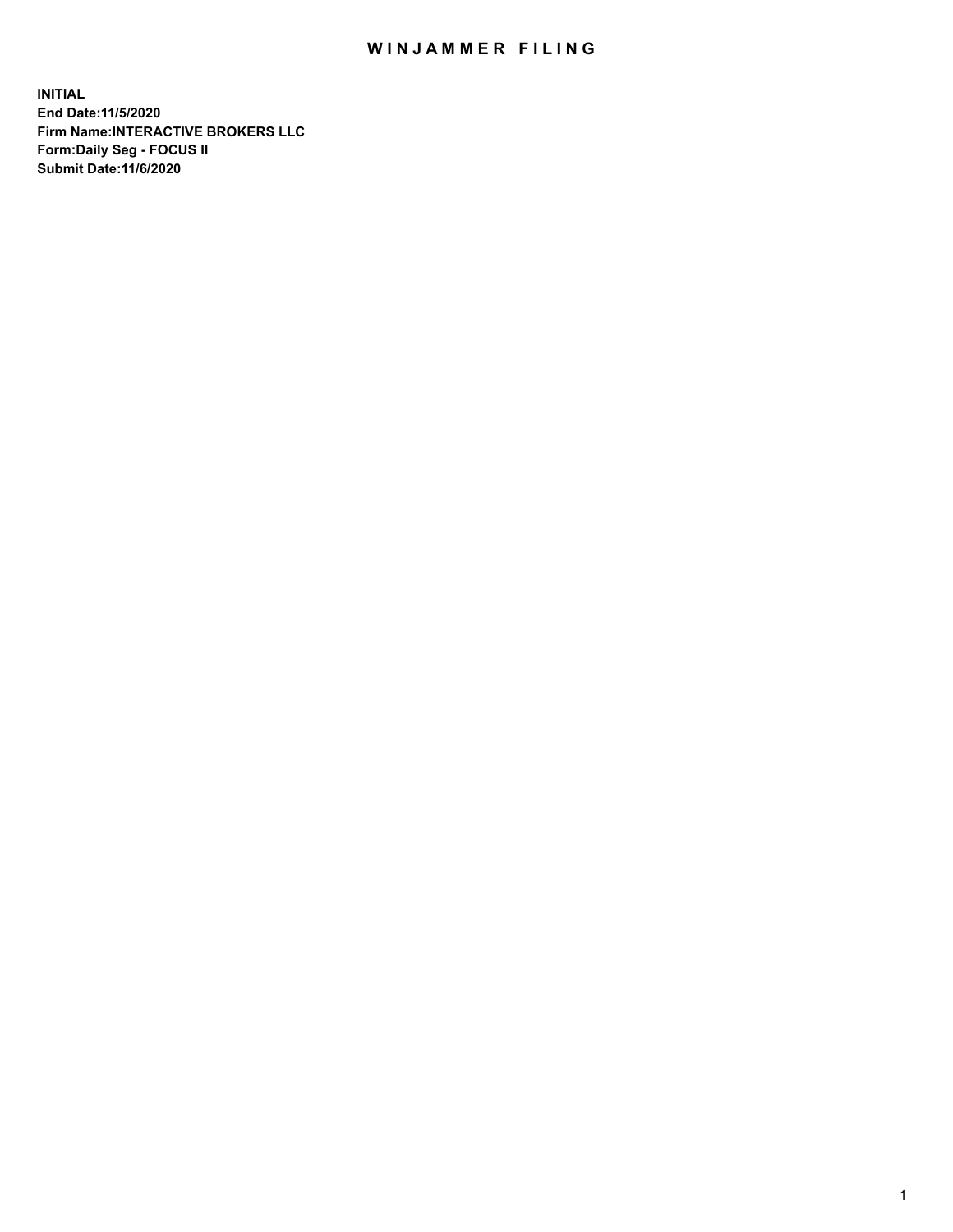# WINJAMMER FILING

**INITIAL**
**End Date:11/5/2020**
**Firm Name:INTERACTIVE BROKERS LLC**
**Form:Daily Seg - FOCUS II**
**Submit Date:11/6/2020**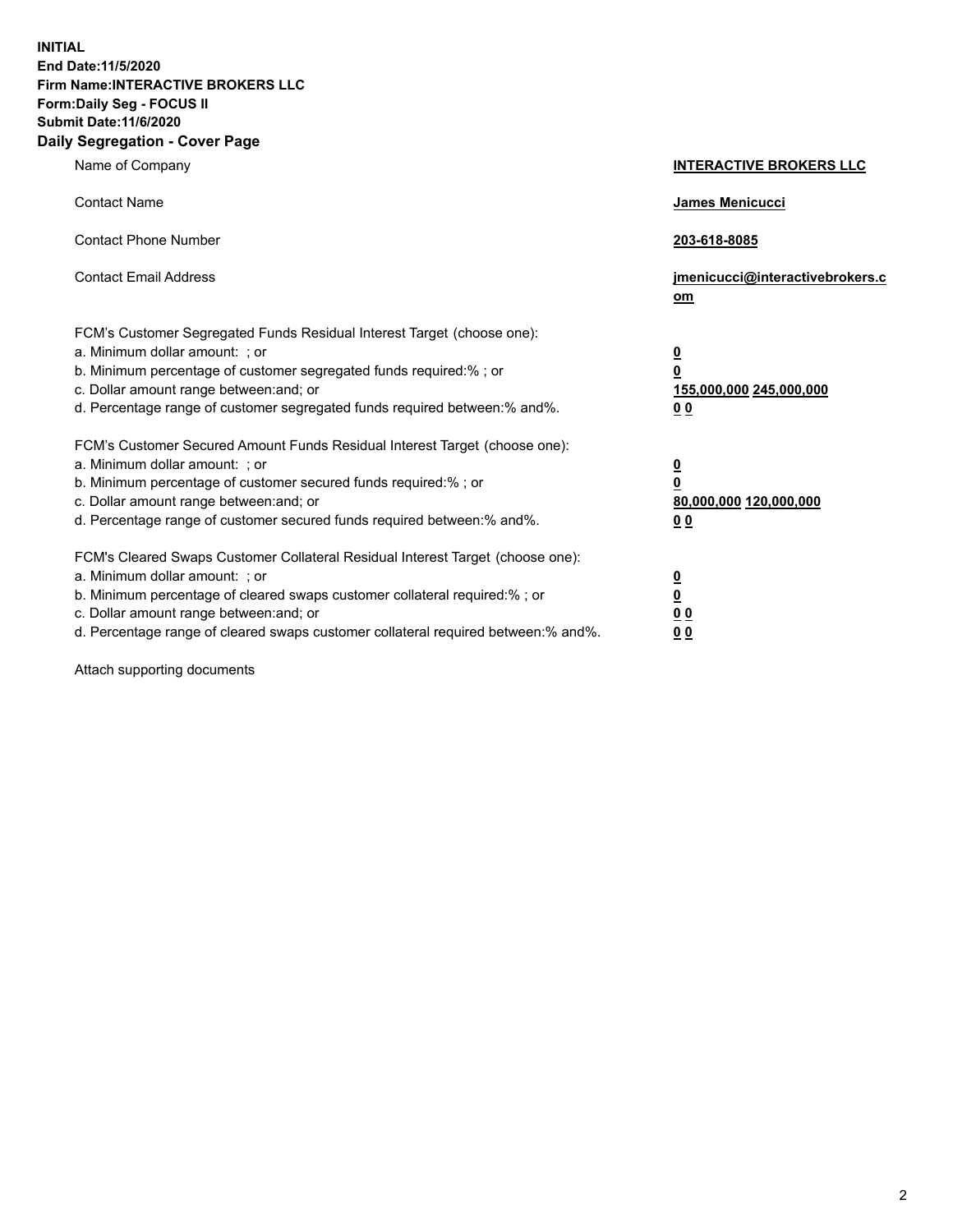**INITIAL**
**End Date:11/5/2020**
**Firm Name:INTERACTIVE BROKERS LLC**
**Form:Daily Seg - FOCUS II**
**Submit Date:11/6/2020**

## Daily Segregation - Cover Page

| | |
|---|---|
| Name of Company | **INTERACTIVE BROKERS LLC** |
| Contact Name | **James Menicucci** |
| Contact Phone Number | **203-618-8085** |
| Contact Email Address | **jmenicucci@interactivebrokers.com** |

FCM's Customer Segregated Funds Residual Interest Target (choose one):

| | |
|---|---|
| a. Minimum dollar amount: ; or | **0** |
| b. Minimum percentage of customer segregated funds required:% ; or | **0** |
| c. Dollar amount range between:and; or | **155,000,000 245,000,000** |
| d. Percentage range of customer segregated funds required between:% and%. | **0 0** |

FCM's Customer Secured Amount Funds Residual Interest Target (choose one):

| | |
|---|---|
| a. Minimum dollar amount: ; or | **0** |
| b. Minimum percentage of customer secured funds required:% ; or | **0** |
| c. Dollar amount range between:and; or | **80,000,000 120,000,000** |
| d. Percentage range of customer secured funds required between:% and%. | **0 0** |

FCM's Cleared Swaps Customer Collateral Residual Interest Target (choose one):

| | |
|---|---|
| a. Minimum dollar amount: ; or | **0** |
| b. Minimum percentage of cleared swaps customer collateral required:% ; or | **0** |
| c. Dollar amount range between:and; or | **0 0** |
| d. Percentage range of cleared swaps customer collateral required between:% and%. | **0 0** |

Attach supporting documents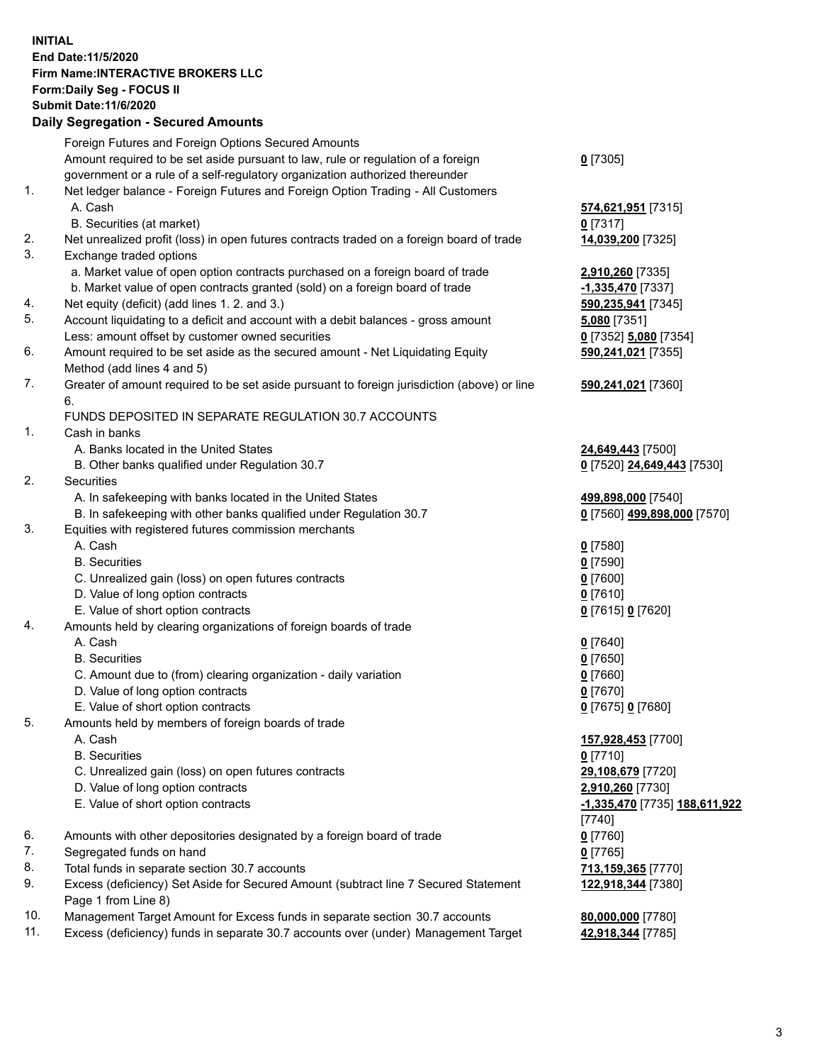**INITIAL**
**End Date:11/5/2020**
**Firm Name:INTERACTIVE BROKERS LLC**
**Form:Daily Seg - FOCUS II**
**Submit Date:11/6/2020**

**Daily Segregation - Secured Amounts**

| | | |
|---|---|---|
| | Foreign Futures and Foreign Options Secured Amounts | |
| | Amount required to be set aside pursuant to law, rule or regulation of a foreign government or a rule of a self-regulatory organization authorized thereunder | **0** [7305] |
| 1. | Net ledger balance - Foreign Futures and Foreign Option Trading - All Customers | |
| | A. Cash | **574,621,951** [7315] |
| | B. Securities (at market) | **0** [7317] |
| 2. | Net unrealized profit (loss) in open futures contracts traded on a foreign board of trade | **14,039,200** [7325] |
| 3. | Exchange traded options | |
| | a. Market value of open option contracts purchased on a foreign board of trade | **2,910,260** [7335] |
| | b. Market value of open contracts granted (sold) on a foreign board of trade | **-1,335,470** [7337] |
| 4. | Net equity (deficit) (add lines 1. 2. and 3.) | **590,235,941** [7345] |
| 5. | Account liquidating to a deficit and account with a debit balances - gross amount | **5,080** [7351] |
| | Less: amount offset by customer owned securities | **0** [7352] **5,080** [7354] |
| 6. | Amount required to be set aside as the secured amount - Net Liquidating Equity Method (add lines 4 and 5) | **590,241,021** [7355] |
| 7. | Greater of amount required to be set aside pursuant to foreign jurisdiction (above) or line 6. | **590,241,021** [7360] |
| | FUNDS DEPOSITED IN SEPARATE REGULATION 30.7 ACCOUNTS | |
| 1. | Cash in banks | |
| | A. Banks located in the United States | **24,649,443** [7500] |
| | B. Other banks qualified under Regulation 30.7 | **0** [7520] **24,649,443** [7530] |
| 2. | Securities | |
| | A. In safekeeping with banks located in the United States | **499,898,000** [7540] |
| | B. In safekeeping with other banks qualified under Regulation 30.7 | **0** [7560] **499,898,000** [7570] |
| 3. | Equities with registered futures commission merchants | |
| | A. Cash | **0** [7580] |
| | B. Securities | **0** [7590] |
| | C. Unrealized gain (loss) on open futures contracts | **0** [7600] |
| | D. Value of long option contracts | **0** [7610] |
| | E. Value of short option contracts | **0** [7615] **0** [7620] |
| 4. | Amounts held by clearing organizations of foreign boards of trade | |
| | A. Cash | **0** [7640] |
| | B. Securities | **0** [7650] |
| | C. Amount due to (from) clearing organization - daily variation | **0** [7660] |
| | D. Value of long option contracts | **0** [7670] |
| | E. Value of short option contracts | **0** [7675] **0** [7680] |
| 5. | Amounts held by members of foreign boards of trade | |
| | A. Cash | **157,928,453** [7700] |
| | B. Securities | **0** [7710] |
| | C. Unrealized gain (loss) on open futures contracts | **29,108,679** [7720] |
| | D. Value of long option contracts | **2,910,260** [7730] |
| | E. Value of short option contracts | **-1,335,470** [7735] **188,611,922** [7740] |
| 6. | Amounts with other depositories designated by a foreign board of trade | **0** [7760] |
| 7. | Segregated funds on hand | **0** [7765] |
| 8. | Total funds in separate section 30.7 accounts | **713,159,365** [7770] |
| 9. | Excess (deficiency) Set Aside for Secured Amount (subtract line 7 Secured Statement Page 1 from Line 8) | **122,918,344** [7380] |
| 10. | Management Target Amount for Excess funds in separate section 30.7 accounts | **80,000,000** [7780] |
| 11. | Excess (deficiency) funds in separate 30.7 accounts over (under) Management Target | **42,918,344** [7785] |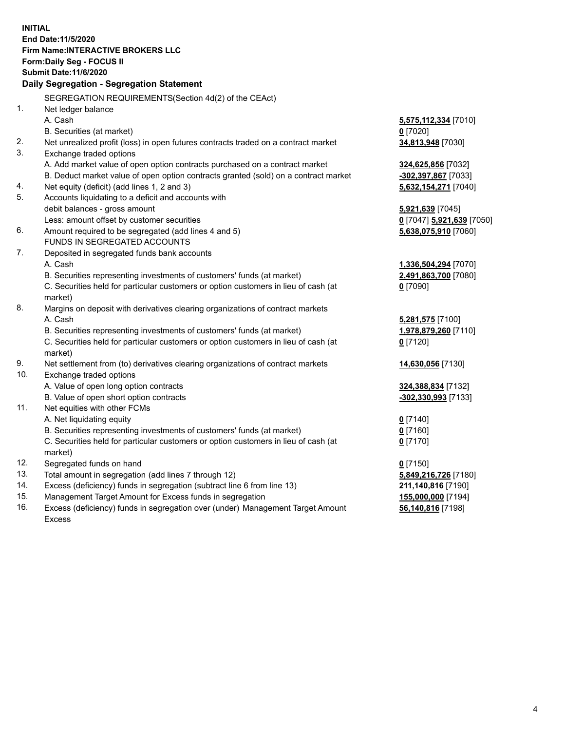**INITIAL**
**End Date:11/5/2020**
**Firm Name:INTERACTIVE BROKERS LLC**
**Form:Daily Seg - FOCUS II**
**Submit Date:11/6/2020**

## Daily Segregation - Segregation Statement

SEGREGATION REQUIREMENTS(Section 4d(2) of the CEAct)

| | | |
|---|---|---|
| 1. | Net ledger balance | |
| | A. Cash | **5,575,112,334** [7010] |
| | B. Securities (at market) | **0** [7020] |
| 2. | Net unrealized profit (loss) in open futures contracts traded on a contract market | **34,813,948** [7030] |
| 3. | Exchange traded options | |
| | A. Add market value of open option contracts purchased on a contract market | **324,625,856** [7032] |
| | B. Deduct market value of open option contracts granted (sold) on a contract market | **-302,397,867** [7033] |
| 4. | Net equity (deficit) (add lines 1, 2 and 3) | **5,632,154,271** [7040] |
| 5. | Accounts liquidating to a deficit and accounts with debit balances - gross amount | **5,921,639** [7045] |
| | Less: amount offset by customer securities | **0** [7047] **5,921,639** [7050] |
| 6. | Amount required to be segregated (add lines 4 and 5) | **5,638,075,910** [7060] |
| | FUNDS IN SEGREGATED ACCOUNTS | |
| 7. | Deposited in segregated funds bank accounts | |
| | A. Cash | **1,336,504,294** [7070] |
| | B. Securities representing investments of customers' funds (at market) | **2,491,863,700** [7080] |
| | C. Securities held for particular customers or option customers in lieu of cash (at market) | **0** [7090] |
| 8. | Margins on deposit with derivatives clearing organizations of contract markets | |
| | A. Cash | **5,281,575** [7100] |
| | B. Securities representing investments of customers' funds (at market) | **1,978,879,260** [7110] |
| | C. Securities held for particular customers or option customers in lieu of cash (at market) | **0** [7120] |
| 9. | Net settlement from (to) derivatives clearing organizations of contract markets | **14,630,056** [7130] |
| 10. | Exchange traded options | |
| | A. Value of open long option contracts | **324,388,834** [7132] |
| | B. Value of open short option contracts | **-302,330,993** [7133] |
| 11. | Net equities with other FCMs | |
| | A. Net liquidating equity | **0** [7140] |
| | B. Securities representing investments of customers' funds (at market) | **0** [7160] |
| | C. Securities held for particular customers or option customers in lieu of cash (at market) | **0** [7170] |
| 12. | Segregated funds on hand | **0** [7150] |
| 13. | Total amount in segregation (add lines 7 through 12) | **5,849,216,726** [7180] |
| 14. | Excess (deficiency) funds in segregation (subtract line 6 from line 13) | **211,140,816** [7190] |
| 15. | Management Target Amount for Excess funds in segregation | **155,000,000** [7194] |
| 16. | Excess (deficiency) funds in segregation over (under) Management Target Amount Excess | **56,140,816** [7198] |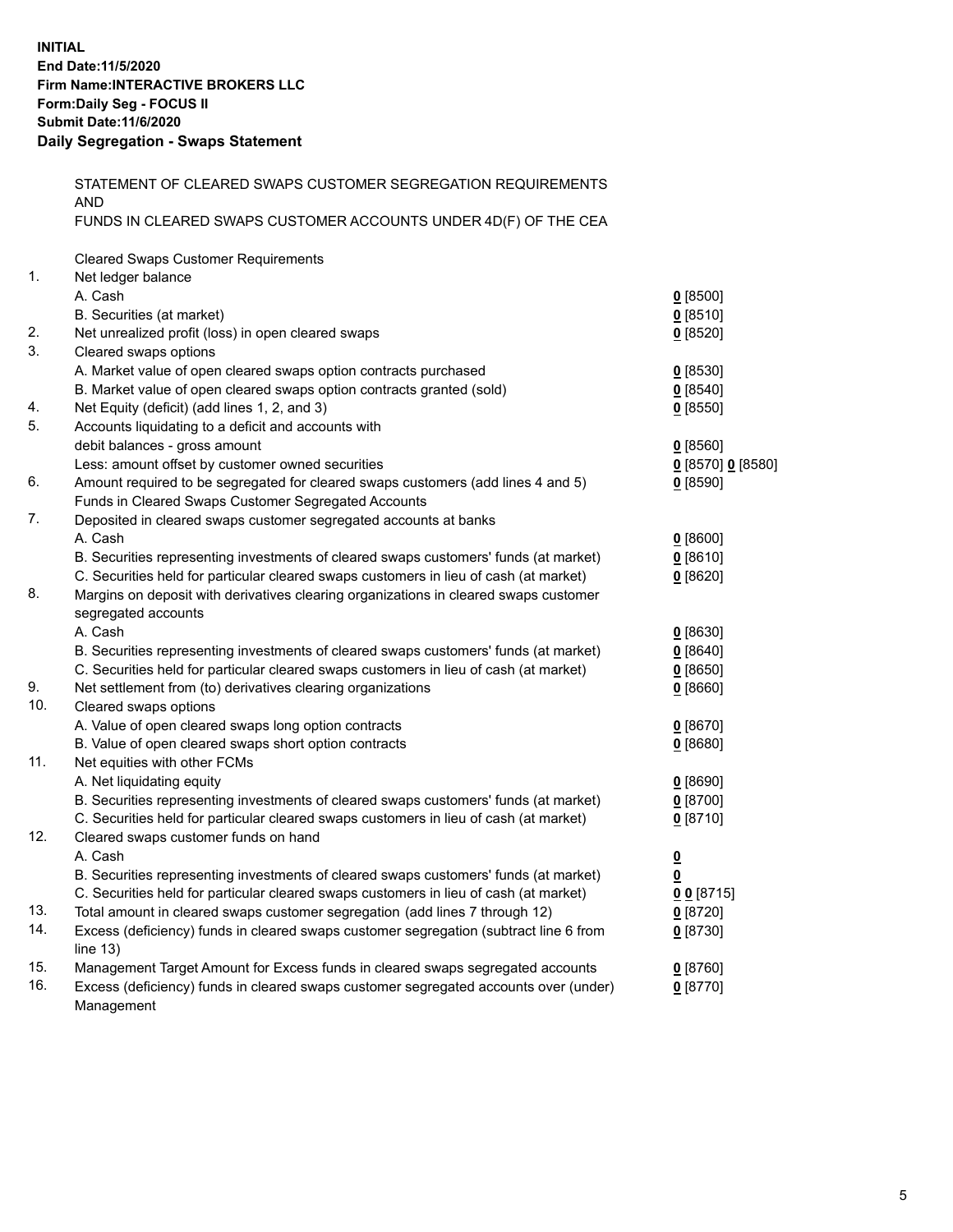**INITIAL**
**End Date:11/5/2020**
**Firm Name:INTERACTIVE BROKERS LLC**
**Form:Daily Seg - FOCUS II**
**Submit Date:11/6/2020**
**Daily Segregation - Swaps Statement**

STATEMENT OF CLEARED SWAPS CUSTOMER SEGREGATION REQUIREMENTS AND FUNDS IN CLEARED SWAPS CUSTOMER ACCOUNTS UNDER 4D(F) OF THE CEA

| | | |
|---|---|---|
| | Cleared Swaps Customer Requirements | |
| 1. | Net ledger balance | |
| | A. Cash | 0 [8500] |
| | B. Securities (at market) | 0 [8510] |
| 2. | Net unrealized profit (loss) in open cleared swaps | 0 [8520] |
| 3. | Cleared swaps options | |
| | A. Market value of open cleared swaps option contracts purchased | 0 [8530] |
| | B. Market value of open cleared swaps option contracts granted (sold) | 0 [8540] |
| 4. | Net Equity (deficit) (add lines 1, 2, and 3) | 0 [8550] |
| 5. | Accounts liquidating to a deficit and accounts with | |
| | debit balances - gross amount | 0 [8560] |
| | Less: amount offset by customer owned securities | 0 [8570] 0 [8580] |
| 6. | Amount required to be segregated for cleared swaps customers (add lines 4 and 5) | 0 [8590] |
| | Funds in Cleared Swaps Customer Segregated Accounts | |
| 7. | Deposited in cleared swaps customer segregated accounts at banks | |
| | A. Cash | 0 [8600] |
| | B. Securities representing investments of cleared swaps customers' funds (at market) | 0 [8610] |
| | C. Securities held for particular cleared swaps customers in lieu of cash (at market) | 0 [8620] |
| 8. | Margins on deposit with derivatives clearing organizations in cleared swaps customer segregated accounts | |
| | A. Cash | 0 [8630] |
| | B. Securities representing investments of cleared swaps customers' funds (at market) | 0 [8640] |
| | C. Securities held for particular cleared swaps customers in lieu of cash (at market) | 0 [8650] |
| 9. | Net settlement from (to) derivatives clearing organizations | 0 [8660] |
| 10. | Cleared swaps options | |
| | A. Value of open cleared swaps long option contracts | 0 [8670] |
| | B. Value of open cleared swaps short option contracts | 0 [8680] |
| 11. | Net equities with other FCMs | |
| | A. Net liquidating equity | 0 [8690] |
| | B. Securities representing investments of cleared swaps customers' funds (at market) | 0 [8700] |
| | C. Securities held for particular cleared swaps customers in lieu of cash (at market) | 0 [8710] |
| 12. | Cleared swaps customer funds on hand | |
| | A. Cash | 0 |
| | B. Securities representing investments of cleared swaps customers' funds (at market) | 0 |
| | C. Securities held for particular cleared swaps customers in lieu of cash (at market) | 0 0 [8715] |
| 13. | Total amount in cleared swaps customer segregation (add lines 7 through 12) | 0 [8720] |
| 14. | Excess (deficiency) funds in cleared swaps customer segregation (subtract line 6 from line 13) | 0 [8730] |
| 15. | Management Target Amount for Excess funds in cleared swaps segregated accounts | 0 [8760] |
| 16. | Excess (deficiency) funds in cleared swaps customer segregated accounts over (under) Management | 0 [8770] |